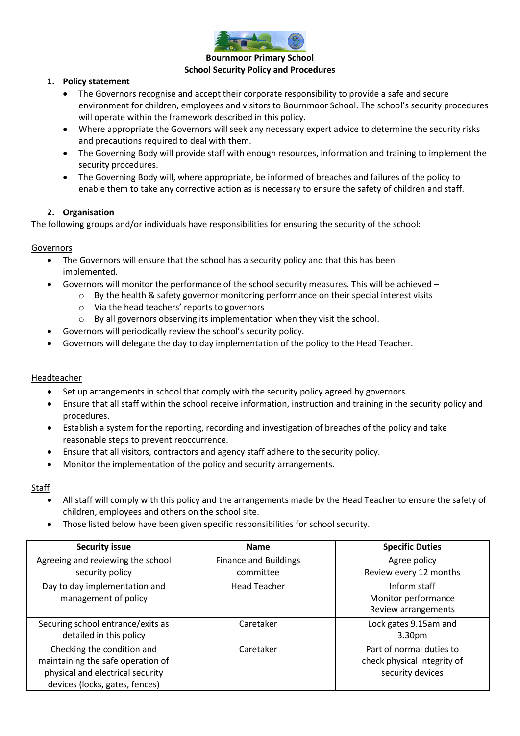# Bournmoor Primary School
## School Security Policy and Procedures

### 1. Policy statement

- The Governors recognise and accept their corporate responsibility to provide a safe and secure environment for children, employees and visitors to Bournmoor School. The school's security procedures will operate within the framework described in this policy.
- Where appropriate the Governors will seek any necessary expert advice to determine the security risks and precautions required to deal with them.
- The Governing Body will provide staff with enough resources, information and training to implement the security procedures.
- The Governing Body will, where appropriate, be informed of breaches and failures of the policy to enable them to take any corrective action as is necessary to ensure the safety of children and staff.

### 2. Organisation

The following groups and/or individuals have responsibilities for ensuring the security of the school:

<u>Governors</u>

- The Governors will ensure that the school has a security policy and that this has been implemented.
- Governors will monitor the performance of the school security measures. This will be achieved –
  - By the health & safety governor monitoring performance on their special interest visits
  - Via the head teachers' reports to governors
  - By all governors observing its implementation when they visit the school.
- Governors will periodically review the school's security policy.
- Governors will delegate the day to day implementation of the policy to the Head Teacher.

<u>Headteacher</u>

- Set up arrangements in school that comply with the security policy agreed by governors.
- Ensure that all staff within the school receive information, instruction and training in the security policy and procedures.
- Establish a system for the reporting, recording and investigation of breaches of the policy and take reasonable steps to prevent reoccurrence.
- Ensure that all visitors, contractors and agency staff adhere to the security policy.
- Monitor the implementation of the policy and security arrangements.

<u>Staff</u>

- All staff will comply with this policy and the arrangements made by the Head Teacher to ensure the safety of children, employees and others on the school site.
- Those listed below have been given specific responsibilities for school security.

| Security issue | Name | Specific Duties |
|---|---|---|
| Agreeing and reviewing the school security policy | Finance and Buildings committee | Agree policy<br>Review every 12 months |
| Day to day implementation and management of policy | Head Teacher | Inform staff<br>Monitor performance<br>Review arrangements |
| Securing school entrance/exits as detailed in this policy | Caretaker | Lock gates 9.15am and 3.30pm |
| Checking the condition and maintaining the safe operation of physical and electrical security devices (locks, gates, fences) | Caretaker | Part of normal duties to check physical integrity of security devices |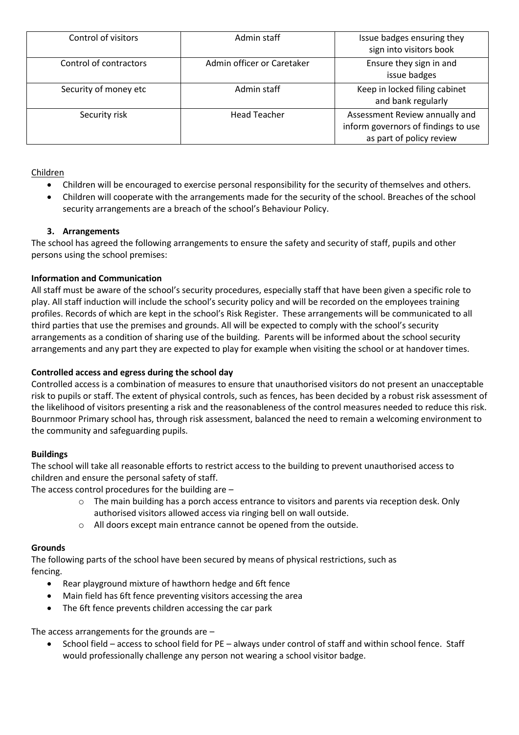| Control of visitors | Admin staff | Issue badges ensuring they sign into visitors book |
|---|---|---|
| Control of contractors | Admin officer or Caretaker | Ensure they sign in and issue badges |
| Security of money etc | Admin staff | Keep in locked filing cabinet and bank regularly |
| Security risk | Head Teacher | Assessment Review annually and inform governors of findings to use as part of policy review |

Children

- Children will be encouraged to exercise personal responsibility for the security of themselves and others.
- Children will cooperate with the arrangements made for the security of the school. Breaches of the school security arrangements are a breach of the school's Behaviour Policy.

## 3. Arrangements

The school has agreed the following arrangements to ensure the safety and security of staff, pupils and other persons using the school premises:

**Information and Communication**

All staff must be aware of the school's security procedures, especially staff that have been given a specific role to play. All staff induction will include the school's security policy and will be recorded on the employees training profiles. Records of which are kept in the school's Risk Register. These arrangements will be communicated to all third parties that use the premises and grounds. All will be expected to comply with the school's security arrangements as a condition of sharing use of the building. Parents will be informed about the school security arrangements and any part they are expected to play for example when visiting the school or at handover times.

**Controlled access and egress during the school day**

Controlled access is a combination of measures to ensure that unauthorised visitors do not present an unacceptable risk to pupils or staff. The extent of physical controls, such as fences, has been decided by a robust risk assessment of the likelihood of visitors presenting a risk and the reasonableness of the control measures needed to reduce this risk. Bournmoor Primary school has, through risk assessment, balanced the need to remain a welcoming environment to the community and safeguarding pupils.

**Buildings**

The school will take all reasonable efforts to restrict access to the building to prevent unauthorised access to children and ensure the personal safety of staff.

The access control procedures for the building are –

- The main building has a porch access entrance to visitors and parents via reception desk. Only authorised visitors allowed access via ringing bell on wall outside.
- All doors except main entrance cannot be opened from the outside.

**Grounds**

The following parts of the school have been secured by means of physical restrictions, such as fencing.

- Rear playground mixture of hawthorn hedge and 6ft fence
- Main field has 6ft fence preventing visitors accessing the area
- The 6ft fence prevents children accessing the car park

The access arrangements for the grounds are –

- School field – access to school field for PE – always under control of staff and within school fence. Staff would professionally challenge any person not wearing a school visitor badge.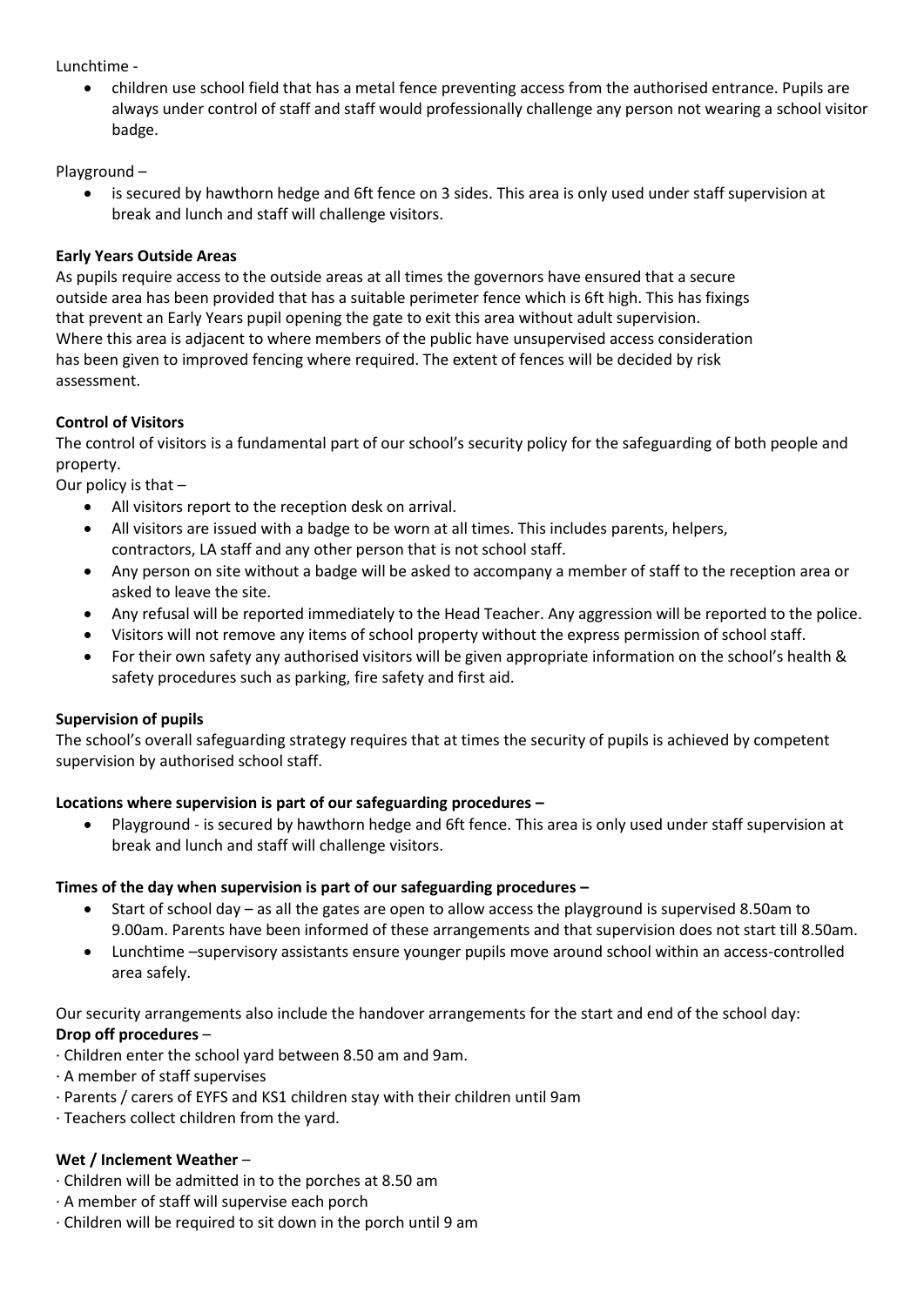Lunchtime -

- children use school field that has a metal fence preventing access from the authorised entrance. Pupils are always under control of staff and staff would professionally challenge any person not wearing a school visitor badge.

Playground –

- is secured by hawthorn hedge and 6ft fence on 3 sides. This area is only used under staff supervision at break and lunch and staff will challenge visitors.

**Early Years Outside Areas**

As pupils require access to the outside areas at all times the governors have ensured that a secure outside area has been provided that has a suitable perimeter fence which is 6ft high. This has fixings that prevent an Early Years pupil opening the gate to exit this area without adult supervision. Where this area is adjacent to where members of the public have unsupervised access consideration has been given to improved fencing where required. The extent of fences will be decided by risk assessment.

**Control of Visitors**

The control of visitors is a fundamental part of our school's security policy for the safeguarding of both people and property.

Our policy is that –

- All visitors report to the reception desk on arrival.
- All visitors are issued with a badge to be worn at all times. This includes parents, helpers, contractors, LA staff and any other person that is not school staff.
- Any person on site without a badge will be asked to accompany a member of staff to the reception area or asked to leave the site.
- Any refusal will be reported immediately to the Head Teacher. Any aggression will be reported to the police.
- Visitors will not remove any items of school property without the express permission of school staff.
- For their own safety any authorised visitors will be given appropriate information on the school's health & safety procedures such as parking, fire safety and first aid.

**Supervision of pupils**

The school's overall safeguarding strategy requires that at times the security of pupils is achieved by competent supervision by authorised school staff.

**Locations where supervision is part of our safeguarding procedures –**

- Playground - is secured by hawthorn hedge and 6ft fence. This area is only used under staff supervision at break and lunch and staff will challenge visitors.

**Times of the day when supervision is part of our safeguarding procedures –**

- Start of school day – as all the gates are open to allow access the playground is supervised 8.50am to 9.00am. Parents have been informed of these arrangements and that supervision does not start till 8.50am.
- Lunchtime –supervisory assistants ensure younger pupils move around school within an access-controlled area safely.

Our security arrangements also include the handover arrangements for the start and end of the school day:

**Drop off procedures** –

· Children enter the school yard between 8.50 am and 9am.
· A member of staff supervises
· Parents / carers of EYFS and KS1 children stay with their children until 9am
· Teachers collect children from the yard.

**Wet / Inclement Weather** –

· Children will be admitted in to the porches at 8.50 am
· A member of staff will supervise each porch
· Children will be required to sit down in the porch until 9 am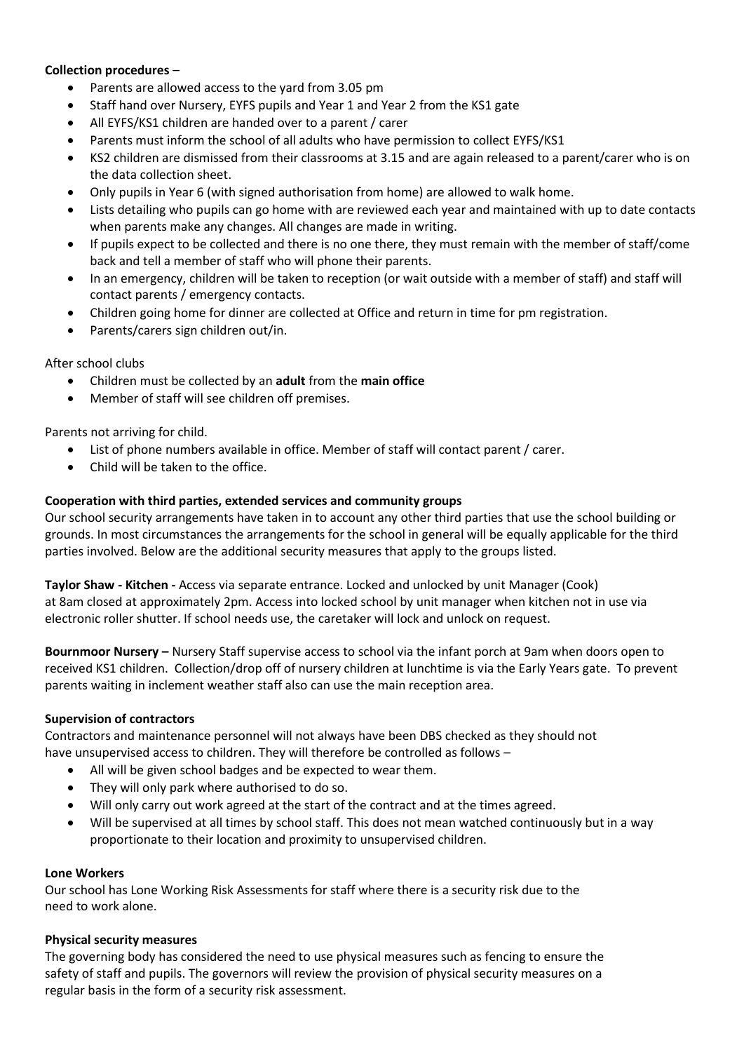**Collection procedures** –

- Parents are allowed access to the yard from 3.05 pm
- Staff hand over Nursery, EYFS pupils and Year 1 and Year 2 from the KS1 gate
- All EYFS/KS1 children are handed over to a parent / carer
- Parents must inform the school of all adults who have permission to collect EYFS/KS1
- KS2 children are dismissed from their classrooms at 3.15 and are again released to a parent/carer who is on the data collection sheet.
- Only pupils in Year 6 (with signed authorisation from home) are allowed to walk home.
- Lists detailing who pupils can go home with are reviewed each year and maintained with up to date contacts when parents make any changes. All changes are made in writing.
- If pupils expect to be collected and there is no one there, they must remain with the member of staff/come back and tell a member of staff who will phone their parents.
- In an emergency, children will be taken to reception (or wait outside with a member of staff) and staff will contact parents / emergency contacts.
- Children going home for dinner are collected at Office and return in time for pm registration.
- Parents/carers sign children out/in.

After school clubs

- Children must be collected by an **adult** from the **main office**
- Member of staff will see children off premises.

Parents not arriving for child.

- List of phone numbers available in office. Member of staff will contact parent / carer.
- Child will be taken to the office.

**Cooperation with third parties, extended services and community groups**

Our school security arrangements have taken in to account any other third parties that use the school building or grounds. In most circumstances the arrangements for the school in general will be equally applicable for the third parties involved. Below are the additional security measures that apply to the groups listed.

**Taylor Shaw - Kitchen -** Access via separate entrance. Locked and unlocked by unit Manager (Cook) at 8am closed at approximately 2pm. Access into locked school by unit manager when kitchen not in use via electronic roller shutter. If school needs use, the caretaker will lock and unlock on request.

**Bournmoor Nursery –** Nursery Staff supervise access to school via the infant porch at 9am when doors open to received KS1 children. Collection/drop off of nursery children at lunchtime is via the Early Years gate. To prevent parents waiting in inclement weather staff also can use the main reception area.

**Supervision of contractors**

Contractors and maintenance personnel will not always have been DBS checked as they should not have unsupervised access to children. They will therefore be controlled as follows –

- All will be given school badges and be expected to wear them.
- They will only park where authorised to do so.
- Will only carry out work agreed at the start of the contract and at the times agreed.
- Will be supervised at all times by school staff. This does not mean watched continuously but in a way proportionate to their location and proximity to unsupervised children.

**Lone Workers**

Our school has Lone Working Risk Assessments for staff where there is a security risk due to the need to work alone.

**Physical security measures**

The governing body has considered the need to use physical measures such as fencing to ensure the safety of staff and pupils. The governors will review the provision of physical security measures on a regular basis in the form of a security risk assessment.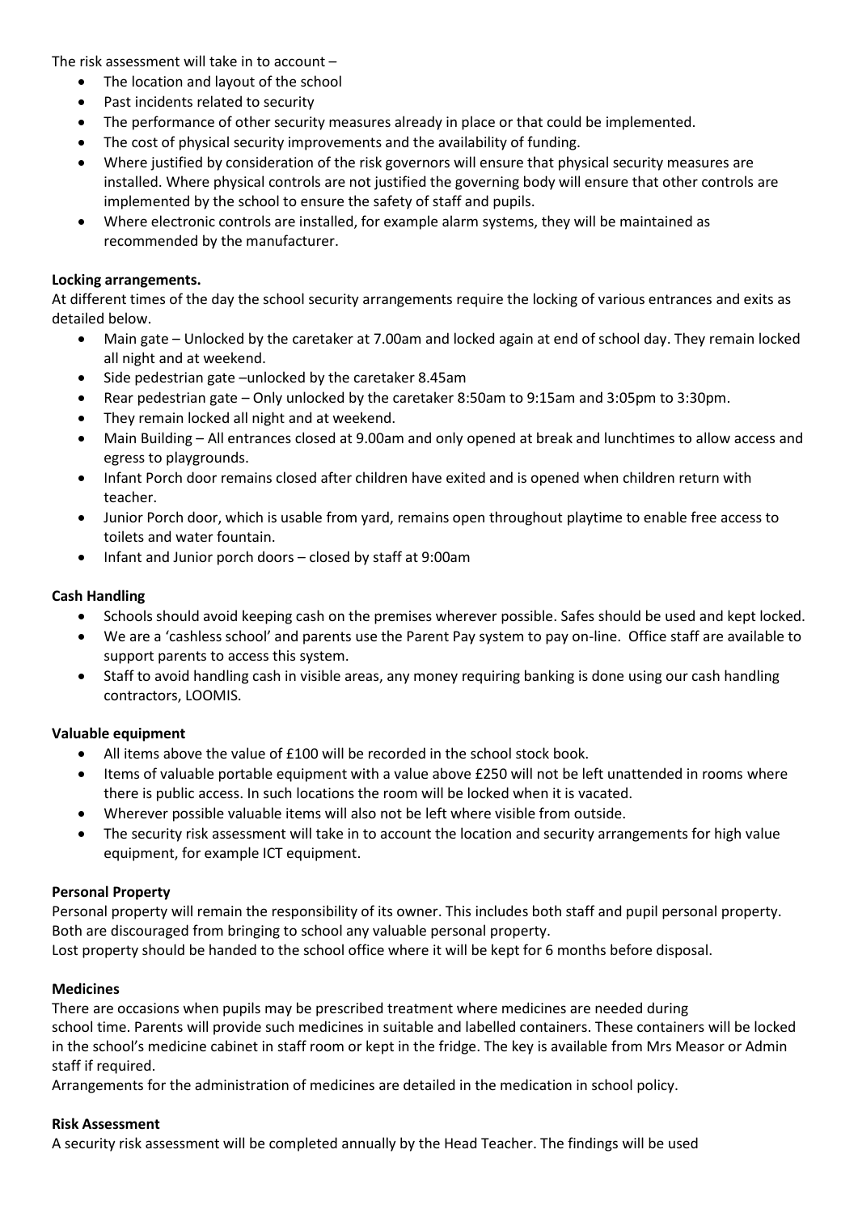The risk assessment will take in to account –

- The location and layout of the school
- Past incidents related to security
- The performance of other security measures already in place or that could be implemented.
- The cost of physical security improvements and the availability of funding.
- Where justified by consideration of the risk governors will ensure that physical security measures are installed. Where physical controls are not justified the governing body will ensure that other controls are implemented by the school to ensure the safety of staff and pupils.
- Where electronic controls are installed, for example alarm systems, they will be maintained as recommended by the manufacturer.

**Locking arrangements.**

At different times of the day the school security arrangements require the locking of various entrances and exits as detailed below.

- Main gate – Unlocked by the caretaker at 7.00am and locked again at end of school day. They remain locked all night and at weekend.
- Side pedestrian gate –unlocked by the caretaker 8.45am
- Rear pedestrian gate – Only unlocked by the caretaker 8:50am to 9:15am and 3:05pm to 3:30pm.
- They remain locked all night and at weekend.
- Main Building – All entrances closed at 9.00am and only opened at break and lunchtimes to allow access and egress to playgrounds.
- Infant Porch door remains closed after children have exited and is opened when children return with teacher.
- Junior Porch door, which is usable from yard, remains open throughout playtime to enable free access to toilets and water fountain.
- Infant and Junior porch doors – closed by staff at 9:00am

**Cash Handling**

- Schools should avoid keeping cash on the premises wherever possible. Safes should be used and kept locked.
- We are a 'cashless school' and parents use the Parent Pay system to pay on-line. Office staff are available to support parents to access this system.
- Staff to avoid handling cash in visible areas, any money requiring banking is done using our cash handling contractors, LOOMIS.

**Valuable equipment**

- All items above the value of £100 will be recorded in the school stock book.
- Items of valuable portable equipment with a value above £250 will not be left unattended in rooms where there is public access. In such locations the room will be locked when it is vacated.
- Wherever possible valuable items will also not be left where visible from outside.
- The security risk assessment will take in to account the location and security arrangements for high value equipment, for example ICT equipment.

**Personal Property**

Personal property will remain the responsibility of its owner. This includes both staff and pupil personal property. Both are discouraged from bringing to school any valuable personal property.
Lost property should be handed to the school office where it will be kept for 6 months before disposal.

**Medicines**

There are occasions when pupils may be prescribed treatment where medicines are needed during school time. Parents will provide such medicines in suitable and labelled containers. These containers will be locked in the school's medicine cabinet in staff room or kept in the fridge. The key is available from Mrs Measor or Admin staff if required.
Arrangements for the administration of medicines are detailed in the medication in school policy.

**Risk Assessment**

A security risk assessment will be completed annually by the Head Teacher. The findings will be used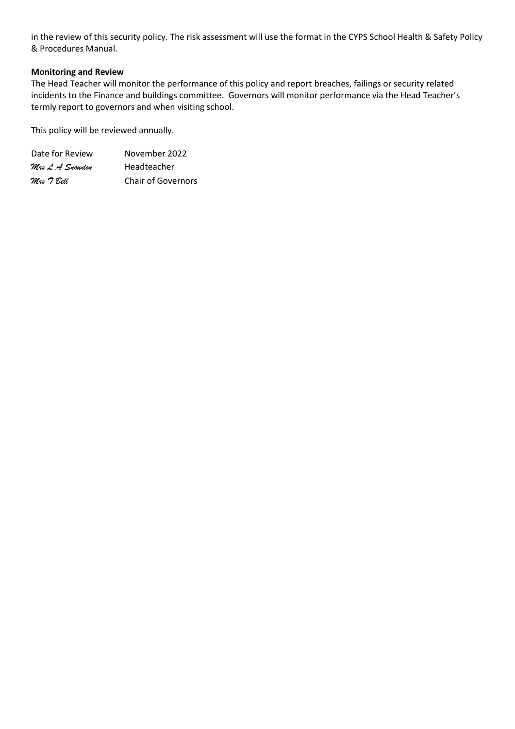in the review of this security policy. The risk assessment will use the format in the CYPS School Health & Safety Policy & Procedures Manual.

**Monitoring and Review**

The Head Teacher will monitor the performance of this policy and report breaches, failings or security related incidents to the Finance and buildings committee. Governors will monitor performance via the Head Teacher's termly report to governors and when visiting school.

This policy will be reviewed annually.

| | |
|---|---|
| Date for Review | November 2022 |
| *Mrs L A Snowdon* | Headteacher |
| *Mrs T Bell* | Chair of Governors |